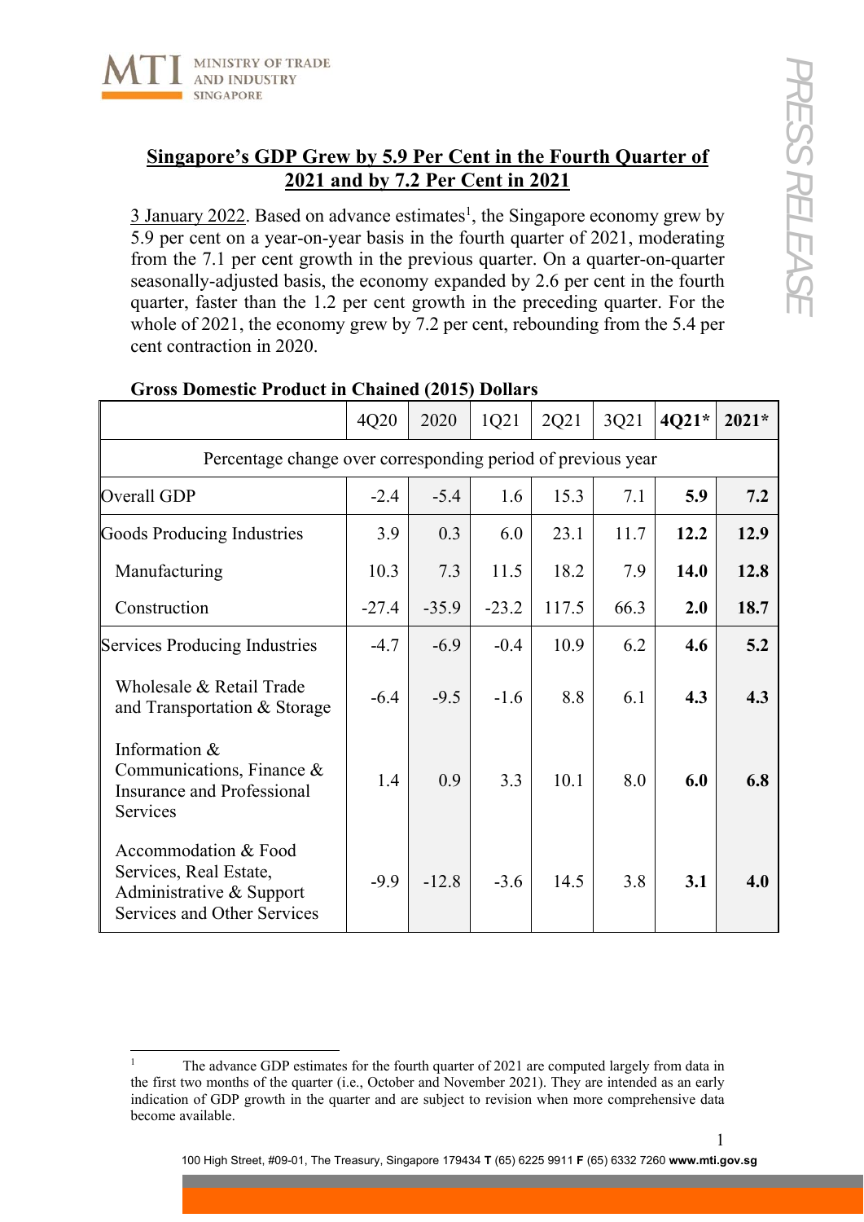# Singapore's GDP Grew by 5.9 Per Cent in the Fourth Quarter of 2021 and by 7.2 Per Cent in 2021

3 January 2022. Based on advance estimates[1], the Singapore economy grew by 5.9 per cent on a year-on-year basis in the fourth quarter of 2021, moderating from the 7.1 per cent growth in the previous quarter. On a quarter-on-quarter seasonally-adjusted basis, the economy expanded by 2.6 per cent in the fourth quarter, faster than the 1.2 per cent growth in the preceding quarter. For the whole of 2021, the economy grew by 7.2 per cent, rebounding from the 5.4 per cent contraction in 2020.

**Gross Domestic Product in Chained (2015) Dollars**

| | 4Q20 | 2020 | 1Q21 | 2Q21 | 3Q21 | **4Q21*** | **2021*** |
|---|---|---|---|---|---|---|---|
| Percentage change over corresponding period of previous year | | | | | | | |
| Overall GDP | -2.4 | -5.4 | 1.6 | 15.3 | 7.1 | **5.9** | **7.2** |
| Goods Producing Industries | 3.9 | 0.3 | 6.0 | 23.1 | 11.7 | **12.2** | **12.9** |
| Manufacturing | 10.3 | 7.3 | 11.5 | 18.2 | 7.9 | **14.0** | **12.8** |
| Construction | -27.4 | -35.9 | -23.2 | 117.5 | 66.3 | **2.0** | **18.7** |
| Services Producing Industries | -4.7 | -6.9 | -0.4 | 10.9 | 6.2 | **4.6** | **5.2** |
| Wholesale & Retail Trade and Transportation & Storage | -6.4 | -9.5 | -1.6 | 8.8 | 6.1 | **4.3** | **4.3** |
| Information & Communications, Finance & Insurance and Professional Services | 1.4 | 0.9 | 3.3 | 10.1 | 8.0 | **6.0** | **6.8** |
| Accommodation & Food Services, Real Estate, Administrative & Support Services and Other Services | -9.9 | -12.8 | -3.6 | 14.5 | 3.8 | **3.1** | **4.0** |

[1] The advance GDP estimates for the fourth quarter of 2021 are computed largely from data in the first two months of the quarter (i.e., October and November 2021). They are intended as an early indication of GDP growth in the quarter and are subject to revision when more comprehensive data become available.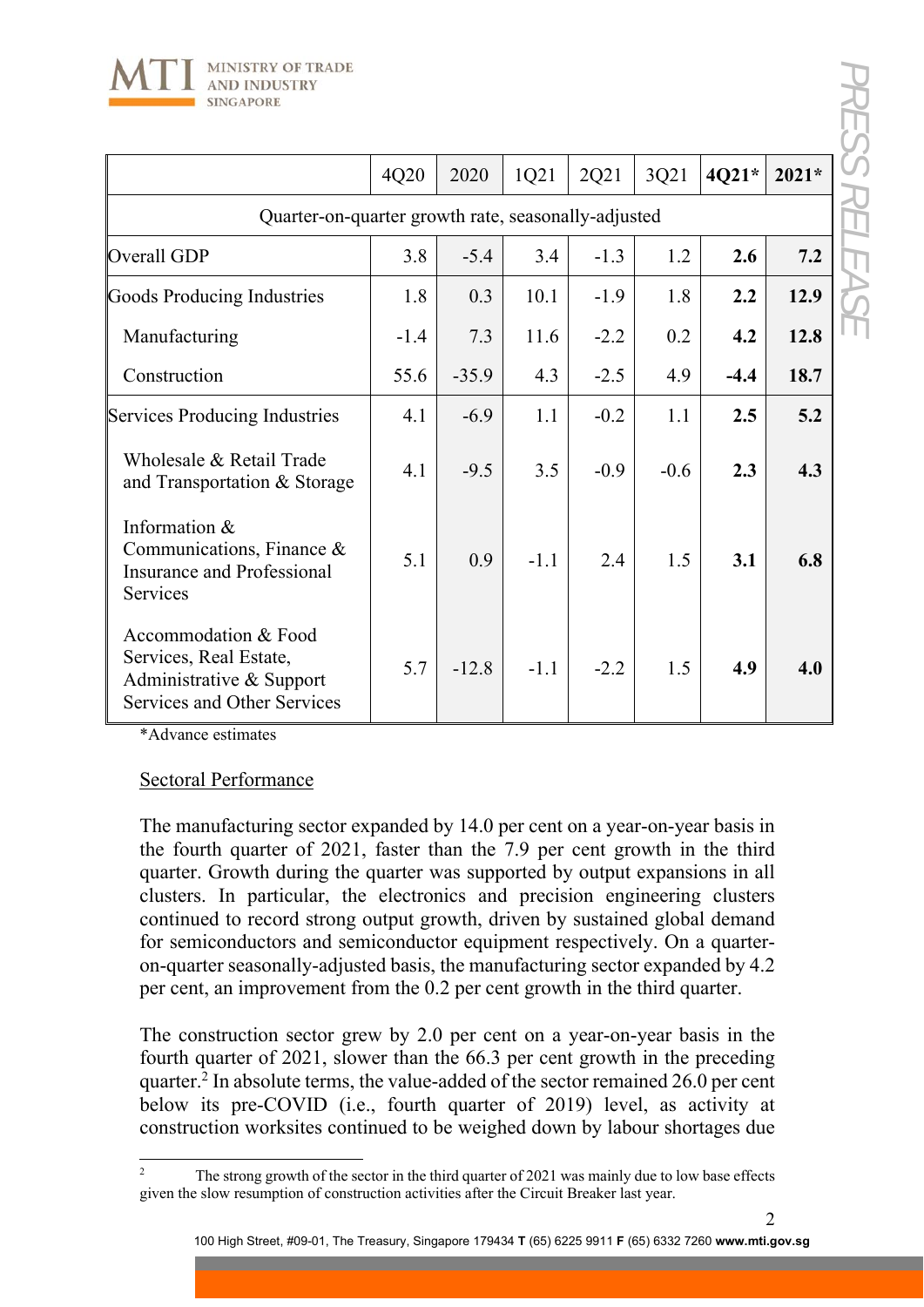| | 4Q20 | 2020 | 1Q21 | 2Q21 | 3Q21 | **4Q21*** | **2021*** |
|---|---|---|---|---|---|---|---|
| Quarter-on-quarter growth rate, seasonally-adjusted | | | | | | | |
| Overall GDP | 3.8 | -5.4 | 3.4 | -1.3 | 1.2 | **2.6** | **7.2** |
| Goods Producing Industries | 1.8 | 0.3 | 10.1 | -1.9 | 1.8 | **2.2** | **12.9** |
| Manufacturing | -1.4 | 7.3 | 11.6 | -2.2 | 0.2 | **4.2** | **12.8** |
| Construction | 55.6 | -35.9 | 4.3 | -2.5 | 4.9 | **-4.4** | **18.7** |
| Services Producing Industries | 4.1 | -6.9 | 1.1 | -0.2 | 1.1 | **2.5** | **5.2** |
| Wholesale & Retail Trade and Transportation & Storage | 4.1 | -9.5 | 3.5 | -0.9 | -0.6 | **2.3** | **4.3** |
| Information & Communications, Finance & Insurance and Professional Services | 5.1 | 0.9 | -1.1 | 2.4 | 1.5 | **3.1** | **6.8** |
| Accommodation & Food Services, Real Estate, Administrative & Support Services and Other Services | 5.7 | -12.8 | -1.1 | -2.2 | 1.5 | **4.9** | **4.0** |

*Advance estimates

## Sectoral Performance

The manufacturing sector expanded by 14.0 per cent on a year-on-year basis in the fourth quarter of 2021, faster than the 7.9 per cent growth in the third quarter. Growth during the quarter was supported by output expansions in all clusters. In particular, the electronics and precision engineering clusters continued to record strong output growth, driven by sustained global demand for semiconductors and semiconductor equipment respectively. On a quarter-on-quarter seasonally-adjusted basis, the manufacturing sector expanded by 4.2 per cent, an improvement from the 0.2 per cent growth in the third quarter.

The construction sector grew by 2.0 per cent on a year-on-year basis in the fourth quarter of 2021, slower than the 66.3 per cent growth in the preceding quarter.[2] In absolute terms, the value-added of the sector remained 26.0 per cent below its pre-COVID (i.e., fourth quarter of 2019) level, as activity at construction worksites continued to be weighed down by labour shortages due

[2] The strong growth of the sector in the third quarter of 2021 was mainly due to low base effects given the slow resumption of construction activities after the Circuit Breaker last year.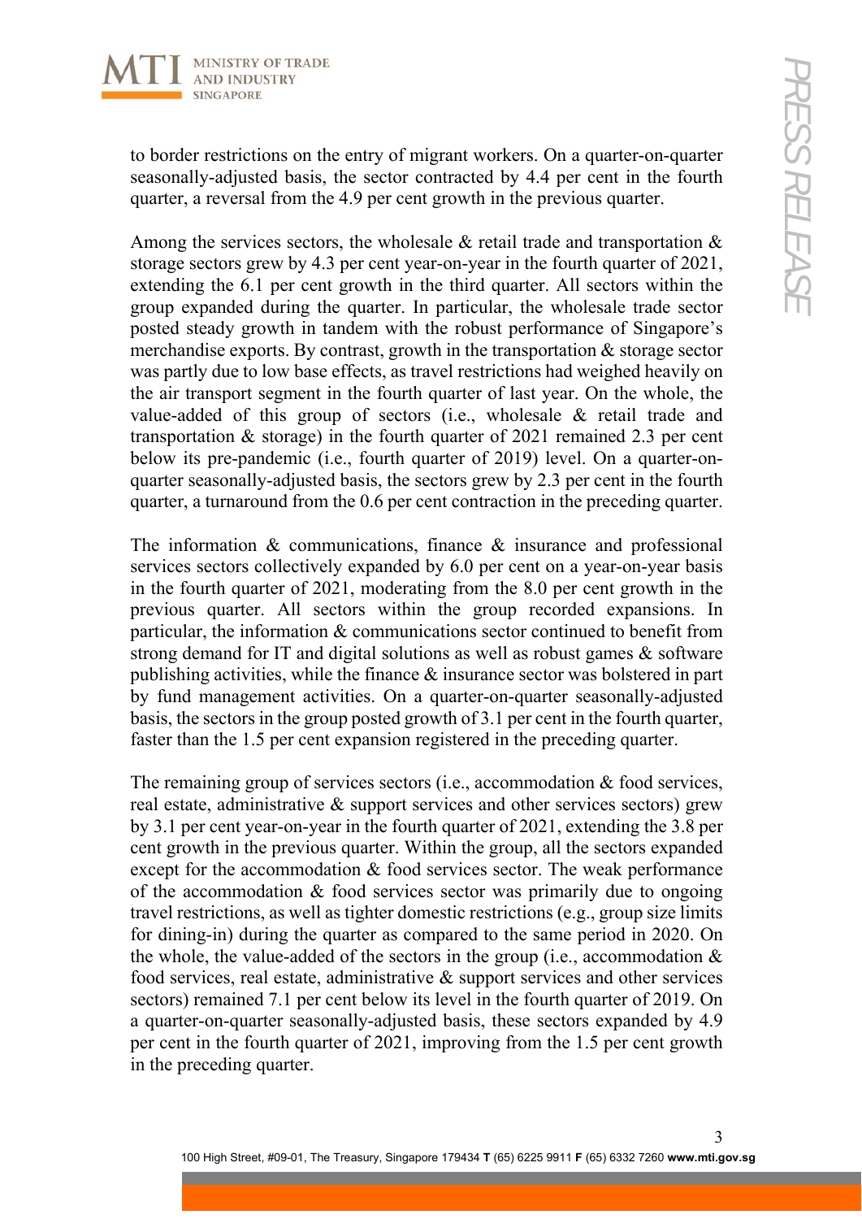to border restrictions on the entry of migrant workers. On a quarter-on-quarter seasonally-adjusted basis, the sector contracted by 4.4 per cent in the fourth quarter, a reversal from the 4.9 per cent growth in the previous quarter.

Among the services sectors, the wholesale & retail trade and transportation & storage sectors grew by 4.3 per cent year-on-year in the fourth quarter of 2021, extending the 6.1 per cent growth in the third quarter. All sectors within the group expanded during the quarter. In particular, the wholesale trade sector posted steady growth in tandem with the robust performance of Singapore's merchandise exports. By contrast, growth in the transportation & storage sector was partly due to low base effects, as travel restrictions had weighed heavily on the air transport segment in the fourth quarter of last year. On the whole, the value-added of this group of sectors (i.e., wholesale & retail trade and transportation & storage) in the fourth quarter of 2021 remained 2.3 per cent below its pre-pandemic (i.e., fourth quarter of 2019) level. On a quarter-on-quarter seasonally-adjusted basis, the sectors grew by 2.3 per cent in the fourth quarter, a turnaround from the 0.6 per cent contraction in the preceding quarter.

The information & communications, finance & insurance and professional services sectors collectively expanded by 6.0 per cent on a year-on-year basis in the fourth quarter of 2021, moderating from the 8.0 per cent growth in the previous quarter. All sectors within the group recorded expansions. In particular, the information & communications sector continued to benefit from strong demand for IT and digital solutions as well as robust games & software publishing activities, while the finance & insurance sector was bolstered in part by fund management activities. On a quarter-on-quarter seasonally-adjusted basis, the sectors in the group posted growth of 3.1 per cent in the fourth quarter, faster than the 1.5 per cent expansion registered in the preceding quarter.

The remaining group of services sectors (i.e., accommodation & food services, real estate, administrative & support services and other services sectors) grew by 3.1 per cent year-on-year in the fourth quarter of 2021, extending the 3.8 per cent growth in the previous quarter. Within the group, all the sectors expanded except for the accommodation & food services sector. The weak performance of the accommodation & food services sector was primarily due to ongoing travel restrictions, as well as tighter domestic restrictions (e.g., group size limits for dining-in) during the quarter as compared to the same period in 2020. On the whole, the value-added of the sectors in the group (i.e., accommodation & food services, real estate, administrative & support services and other services sectors) remained 7.1 per cent below its level in the fourth quarter of 2019. On a quarter-on-quarter seasonally-adjusted basis, these sectors expanded by 4.9 per cent in the fourth quarter of 2021, improving from the 1.5 per cent growth in the preceding quarter.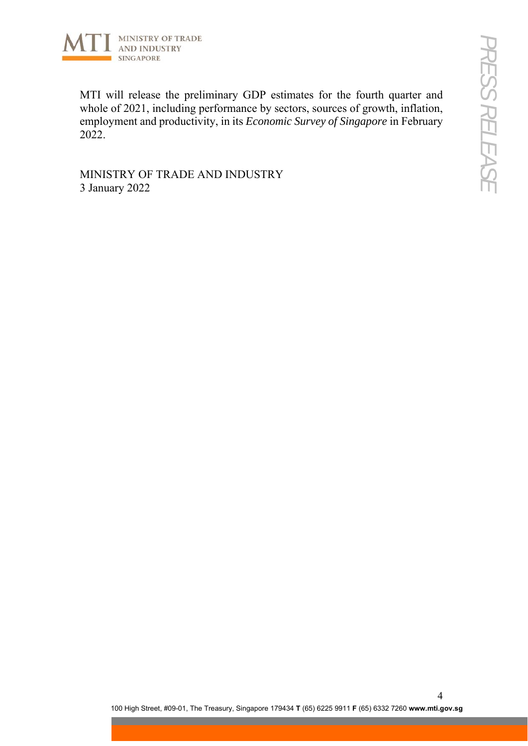MTI will release the preliminary GDP estimates for the fourth quarter and whole of 2021, including performance by sectors, sources of growth, inflation, employment and productivity, in its *Economic Survey of Singapore* in February 2022.

MINISTRY OF TRADE AND INDUSTRY
3 January 2022